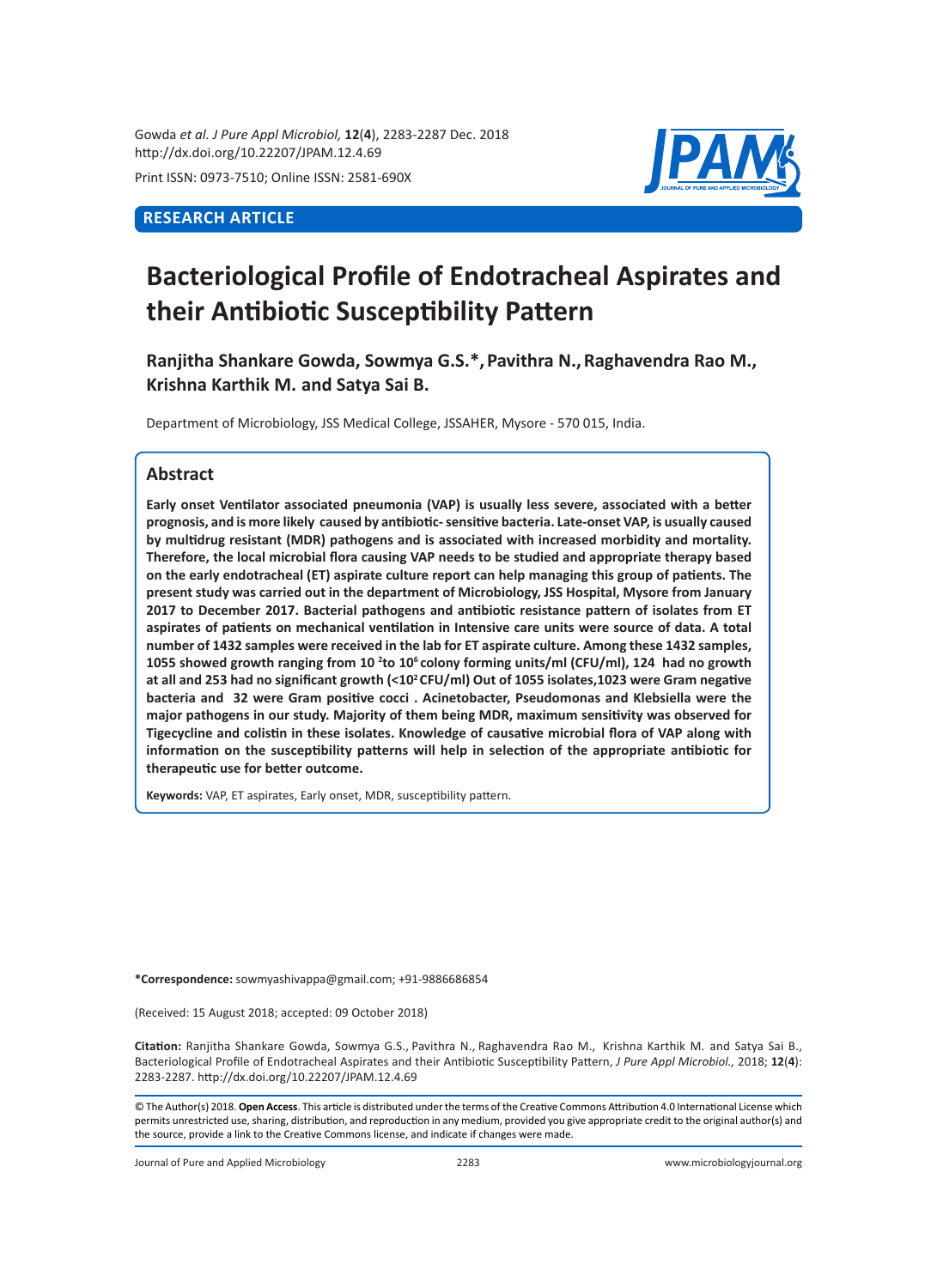**RESEARCH ARTICLE**

# Bacteriological Profile of Endotracheal Aspirates and their Antibiotic Susceptibility Pattern

**Ranjitha Shankare Gowda, Sowmya G.S.*, Pavithra N., Raghavendra Rao M., Krishna Karthik M. and Satya Sai B.**

Department of Microbiology, JSS Medical College, JSSAHER, Mysore - 570 015, India.

## Abstract

**Early onset Ventilator associated pneumonia (VAP) is usually less severe, associated with a better prognosis, and is more likely caused by antibiotic- sensitive bacteria. Late-onset VAP, is usually caused by multidrug resistant (MDR) pathogens and is associated with increased morbidity and mortality. Therefore, the local microbial flora causing VAP needs to be studied and appropriate therapy based on the early endotracheal (ET) aspirate culture report can help managing this group of patients. The present study was carried out in the department of Microbiology, JSS Hospital, Mysore from January 2017 to December 2017. Bacterial pathogens and antibiotic resistance pattern of isolates from ET aspirates of patients on mechanical ventilation in Intensive care units were source of data. A total number of 1432 samples were received in the lab for ET aspirate culture. Among these 1432 samples, 1055 showed growth ranging from $10^2$ to $10^6$ colony forming units/ml (CFU/ml), 124 had no growth at all and 253 had no significant growth ($<10^2$ CFU/ml) Out of 1055 isolates,1023 were Gram negative bacteria and 32 were Gram positive cocci . Acinetobacter, Pseudomonas and Klebsiella were the major pathogens in our study. Majority of them being MDR, maximum sensitivity was observed for Tigecycline and colistin in these isolates. Knowledge of causative microbial flora of VAP along with information on the susceptibility patterns will help in selection of the appropriate antibiotic for therapeutic use for better outcome.**

**Keywords:** VAP, ET aspirates, Early onset, MDR, susceptibility pattern.

***Correspondence:** sowmyashivappa@gmail.com; +91-9886686854

(Received: 15 August 2018; accepted: 09 October 2018)

**Citation:** Ranjitha Shankare Gowda, Sowmya G.S., Pavithra N., Raghavendra Rao M., Krishna Karthik M. and Satya Sai B., Bacteriological Profile of Endotracheal Aspirates and their Antibiotic Susceptibility Pattern, *J Pure Appl Microbiol.,* 2018; **12**(**4**): 2283-2287. http://dx.doi.org/10.22207/JPAM.12.4.69

© The Author(s) 2018. **Open Access**. This article is distributed under the terms of the Creative Commons Attribution 4.0 International License which permits unrestricted use, sharing, distribution, and reproduction in any medium, provided you give appropriate credit to the original author(s) and the source, provide a link to the Creative Commons license, and indicate if changes were made.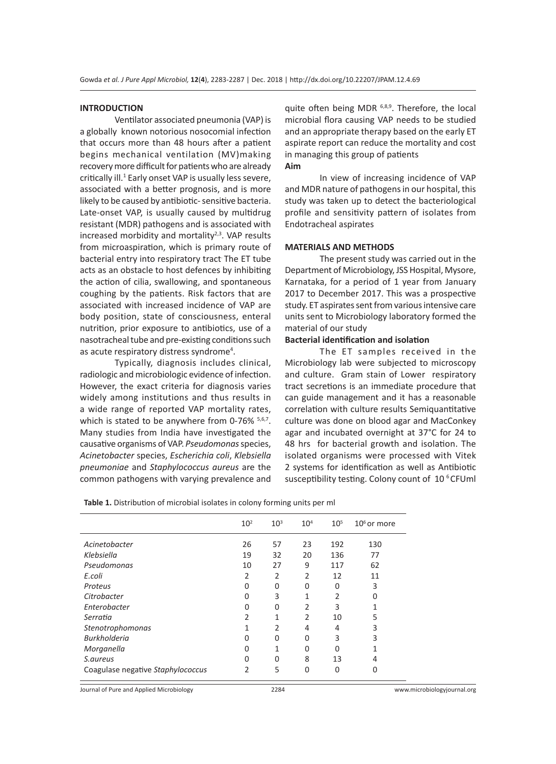## INTRODUCTION

Ventilator associated pneumonia (VAP) is a globally known notorious nosocomial infection that occurs more than 48 hours after a patient begins mechanical ventilation (MV)making recovery more difficult for patients who are already critically ill.[1] Early onset VAP is usually less severe, associated with a better prognosis, and is more likely to be caused by antibiotic- sensitive bacteria. Late-onset VAP, is usually caused by multidrug resistant (MDR) pathogens and is associated with increased morbidity and mortality[2,3]. VAP results from microaspiration, which is primary route of bacterial entry into respiratory tract. The ET tube acts as an obstacle to host defences by inhibiting the action of cilia, swallowing, and spontaneous coughing by the patients. Risk factors that are associated with increased incidence of VAP are body position, state of consciousness, enteral nutrition, prior exposure to antibiotics, use of a nasotracheal tube and pre-existing conditions such as acute respiratory distress syndrome[4].

Typically, diagnosis includes clinical, radiologic and microbiologic evidence of infection. However, the exact criteria for diagnosis varies widely among institutions and thus results in a wide range of reported VAP mortality rates, which is stated to be anywhere from 0-76% [5,6,7]. Many studies from India have investigated the causative organisms of VAP. *Pseudomonas* species, *Acinetobacter* species, *Escherichia coli*, *Klebsiella pneumoniae* and *Staphylococcus aureus* are the common pathogens with varying prevalence and quite often being MDR [6,8,9]. Therefore, the local microbial flora causing VAP needs to be studied and an appropriate therapy based on the early ET aspirate report can reduce the mortality and cost in managing this group of patients

### Aim

In view of increasing incidence of VAP and MDR nature of pathogens in our hospital, this study was taken up to detect the bacteriological profile and sensitivity pattern of isolates from Endotracheal aspirates

## MATERIALS AND METHODS

The present study was carried out in the Department of Microbiology, JSS Hospital, Mysore, Karnataka, for a period of 1 year from January 2017 to December 2017. This was a prospective study. ET aspirates sent from various intensive care units sent to Microbiology laboratory formed the material of our study

### Bacterial identification and isolation

The ET samples received in the Microbiology lab were subjected to microscopy and culture. Gram stain of Lower respiratory tract secretions is an immediate procedure that can guide management and it has a reasonable correlation with culture results Semiquantitative culture was done on blood agar and MacConkey agar and incubated overnight at 37°C for 24 to 48 hrs for bacterial growth and isolation. The isolated organisms were processed with Vitek 2 systems for identification as well as Antibiotic susceptibility testing. Colony count of $10^6$ CFUml

**Table 1.** Distribution of microbial isolates in colony forming units per ml

| | $10^2$ | $10^3$ | $10^4$ | $10^5$ | $10^6$ or more |
|---|---|---|---|---|---|
| *Acinetobacter* | 26 | 57 | 23 | 192 | 130 |
| *Klebsiella* | 19 | 32 | 20 | 136 | 77 |
| *Pseudomonas* | 10 | 27 | 9 | 117 | 62 |
| *E.coli* | 2 | 2 | 2 | 12 | 11 |
| *Proteus* | 0 | 0 | 0 | 0 | 3 |
| *Citrobacter* | 0 | 3 | 1 | 2 | 0 |
| *Enterobacter* | 0 | 0 | 2 | 3 | 1 |
| *Serratia* | 2 | 1 | 2 | 10 | 5 |
| *Stenotrophomonas* | 1 | 2 | 4 | 4 | 3 |
| *Burkholderia* | 0 | 0 | 0 | 3 | 3 |
| *Morganella* | 0 | 1 | 0 | 0 | 1 |
| *S.aureus* | 0 | 0 | 8 | 13 | 4 |
| Coagulase negative *Staphylococcus* | 2 | 5 | 0 | 0 | 0 |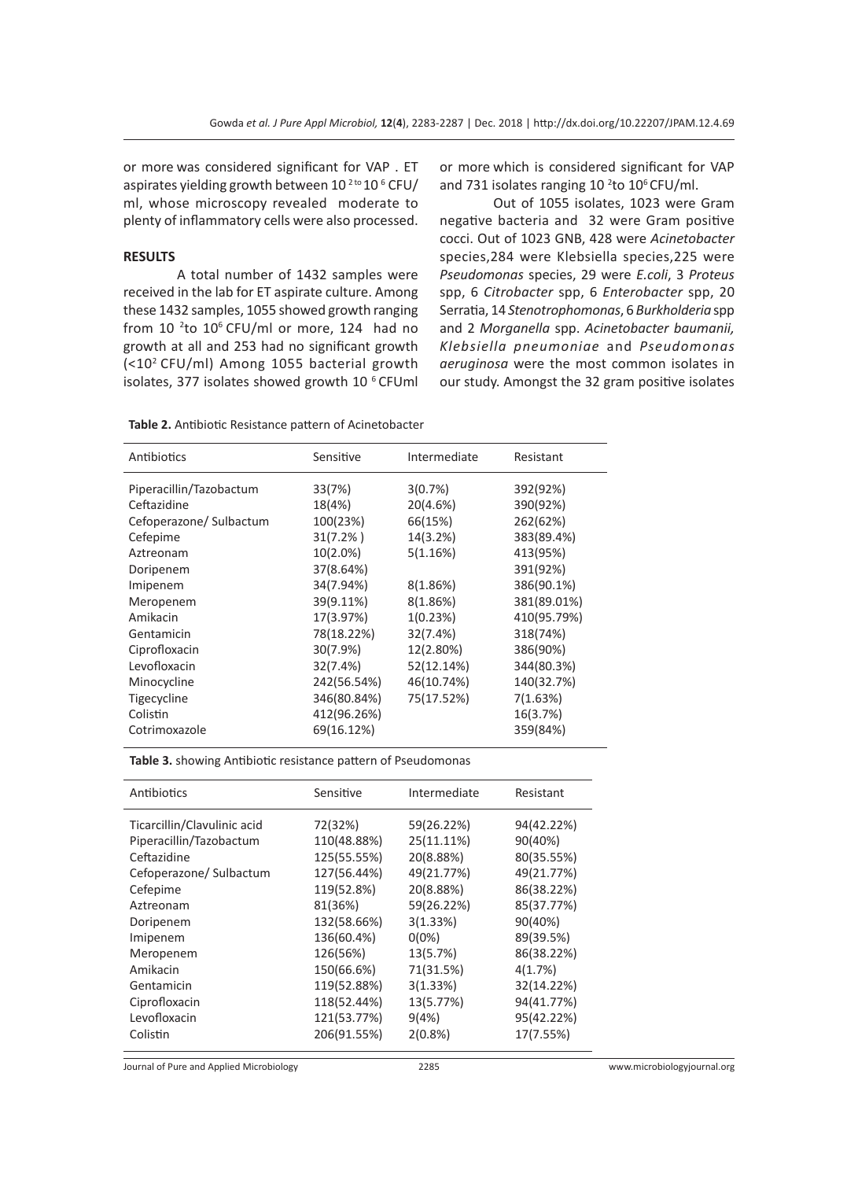or more was considered significant for VAP . ET aspirates yielding growth between $10^{2}$ to $10^{6}$ CFU/ml, whose microscopy revealed moderate to plenty of inflammatory cells were also processed.

## RESULTS

A total number of 1432 samples were received in the lab for ET aspirate culture. Among these 1432 samples, 1055 showed growth ranging from $10^{2}$ to $10^{6}$ CFU/ml or more, 124 had no growth at all and 253 had no significant growth ($<10^{2}$ CFU/ml) Among 1055 bacterial growth isolates, 377 isolates showed growth $10^{6}$ CFUml or more which is considered significant for VAP and 731 isolates ranging $10^{2}$ to $10^{6}$ CFU/ml.

Out of 1055 isolates, 1023 were Gram negative bacteria and 32 were Gram positive cocci. Out of 1023 GNB, 428 were *Acinetobacter* species, 284 were Klebsiella species, 225 were *Pseudomonas* species, 29 were *E.coli*, 3 *Proteus* spp, 6 *Citrobacter* spp, 6 *Enterobacter* spp, 20 Serratia, 14 *Stenotrophomonas*, 6 *Burkholderia* spp and 2 *Morganella* spp. *Acinetobacter baumanii, Klebsiella pneumoniae* and *Pseudomonas aeruginosa* were the most common isolates in our study. Amongst the 32 gram positive isolates

**Table 2.** Antibiotic Resistance pattern of Acinetobacter

| Antibiotics | Sensitive | Intermediate | Resistant |
|---|---|---|---|
| Piperacillin/Tazobactum | 33(7%) | 3(0.7%) | 392(92%) |
| Ceftazidine | 18(4%) | 20(4.6%) | 390(92%) |
| Cefoperazone/ Sulbactum | 100(23%) | 66(15%) | 262(62%) |
| Cefepime | 31(7.2% ) | 14(3.2%) | 383(89.4%) |
| Aztreonam | 10(2.0%) | 5(1.16%) | 413(95%) |
| Doripenem | 37(8.64%) | | 391(92%) |
| Imipenem | 34(7.94%) | 8(1.86%) | 386(90.1%) |
| Meropenem | 39(9.11%) | 8(1.86%) | 381(89.01%) |
| Amikacin | 17(3.97%) | 1(0.23%) | 410(95.79%) |
| Gentamicin | 78(18.22%) | 32(7.4%) | 318(74%) |
| Ciprofloxacin | 30(7.9%) | 12(2.80%) | 386(90%) |
| Levofloxacin | 32(7.4%) | 52(12.14%) | 344(80.3%) |
| Minocycline | 242(56.54%) | 46(10.74%) | 140(32.7%) |
| Tigecycline | 346(80.84%) | 75(17.52%) | 7(1.63%) |
| Colistin | 412(96.26%) | | 16(3.7%) |
| Cotrimoxazole | 69(16.12%) | | 359(84%) |

**Table 3.** showing Antibiotic resistance pattern of Pseudomonas

| Antibiotics | Sensitive | Intermediate | Resistant |
|---|---|---|---|
| Ticarcillin/Clavulinic acid | 72(32%) | 59(26.22%) | 94(42.22%) |
| Piperacillin/Tazobactum | 110(48.88%) | 25(11.11%) | 90(40%) |
| Ceftazidine | 125(55.55%) | 20(8.88%) | 80(35.55%) |
| Cefoperazone/ Sulbactum | 127(56.44%) | 49(21.77%) | 49(21.77%) |
| Cefepime | 119(52.8%) | 20(8.88%) | 86(38.22%) |
| Aztreonam | 81(36%) | 59(26.22%) | 85(37.77%) |
| Doripenem | 132(58.66%) | 3(1.33%) | 90(40%) |
| Imipenem | 136(60.4%) | 0(0%) | 89(39.5%) |
| Meropenem | 126(56%) | 13(5.7%) | 86(38.22%) |
| Amikacin | 150(66.6%) | 71(31.5%) | 4(1.7%) |
| Gentamicin | 119(52.88%) | 3(1.33%) | 32(14.22%) |
| Ciprofloxacin | 118(52.44%) | 13(5.77%) | 94(41.77%) |
| Levofloxacin | 121(53.77%) | 9(4%) | 95(42.22%) |
| Colistin | 206(91.55%) | 2(0.8%) | 17(7.55%) |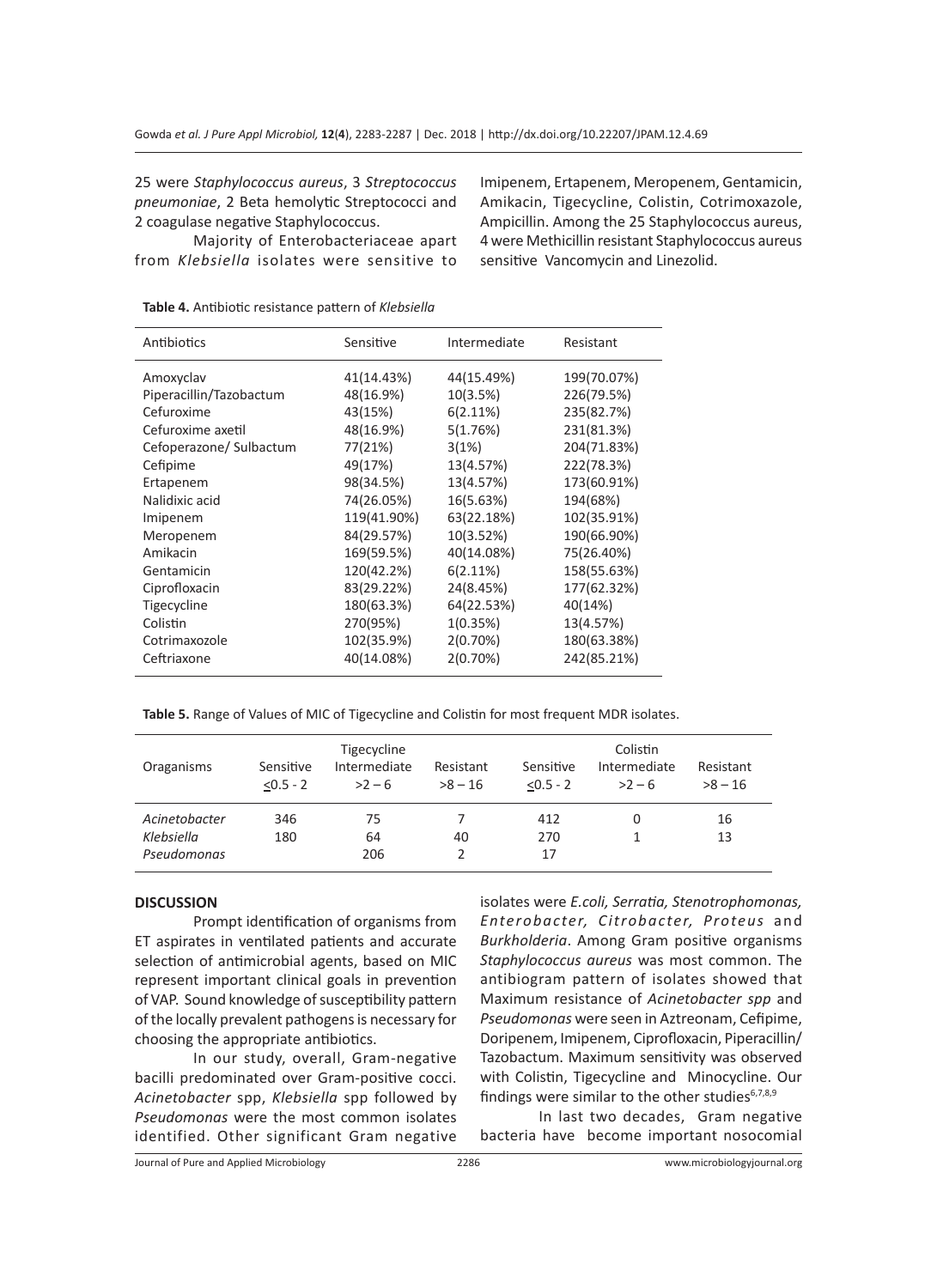25 were *Staphylococcus aureus*, 3 *Streptococcus pneumoniae*, 2 Beta hemolytic Streptococci and 2 coagulase negative Staphylococcus.

Majority of Enterobacteriaceae apart from *Klebsiella* isolates were sensitive to Imipenem, Ertapenem, Meropenem, Gentamicin, Amikacin, Tigecycline, Colistin, Cotrimoxazole, Ampicillin. Among the 25 Staphylococcus aureus, 4 were Methicillin resistant Staphylococcus aureus sensitive Vancomycin and Linezolid.

**Table 4.** Antibiotic resistance pattern of *Klebsiella*

| Antibiotics | Sensitive | Intermediate | Resistant |
|---|---|---|---|
| Amoxyclav | 41(14.43%) | 44(15.49%) | 199(70.07%) |
| Piperacillin/Tazobactum | 48(16.9%) | 10(3.5%) | 226(79.5%) |
| Cefuroxime | 43(15%) | 6(2.11%) | 235(82.7%) |
| Cefuroxime axetil | 48(16.9%) | 5(1.76%) | 231(81.3%) |
| Cefoperazone/ Sulbactum | 77(21%) | 3(1%) | 204(71.83%) |
| Cefipime | 49(17%) | 13(4.57%) | 222(78.3%) |
| Ertapenem | 98(34.5%) | 13(4.57%) | 173(60.91%) |
| Nalidixic acid | 74(26.05%) | 16(5.63%) | 194(68%) |
| Imipenem | 119(41.90%) | 63(22.18%) | 102(35.91%) |
| Meropenem | 84(29.57%) | 10(3.52%) | 190(66.90%) |
| Amikacin | 169(59.5%) | 40(14.08%) | 75(26.40%) |
| Gentamicin | 120(42.2%) | 6(2.11%) | 158(55.63%) |
| Ciprofloxacin | 83(29.22%) | 24(8.45%) | 177(62.32%) |
| Tigecycline | 180(63.3%) | 64(22.53%) | 40(14%) |
| Colistin | 270(95%) | 1(0.35%) | 13(4.57%) |
| Cotrimaxozole | 102(35.9%) | 2(0.70%) | 180(63.38%) |
| Ceftriaxone | 40(14.08%) | 2(0.70%) | 242(85.21%) |

**Table 5.** Range of Values of MIC of Tigecycline and Colistin for most frequent MDR isolates.

| Oraganisms | Tigecycline Sensitive ≤0.5 - 2 | Tigecycline Intermediate >2 – 6 | Tigecycline Resistant >8 – 16 | Colistin Sensitive ≤0.5 - 2 | Colistin Intermediate >2 – 6 | Colistin Resistant >8 – 16 |
|---|---|---|---|---|---|---|
| *Acinetobacter* | 346 | 75 | 7 | 412 | 0 | 16 |
| *Klebsiella* | 180 | 64 | 40 | 270 | 1 | 13 |
| *Pseudomonas* | | 206 | 2 | 17 | | |

## DISCUSSION

Prompt identification of organisms from ET aspirates in ventilated patients and accurate selection of antimicrobial agents, based on MIC represent important clinical goals in prevention of VAP. Sound knowledge of susceptibility pattern of the locally prevalent pathogens is necessary for choosing the appropriate antibiotics.

In our study, overall, Gram-negative bacilli predominated over Gram-positive cocci. *Acinetobacter* spp, *Klebsiella* spp followed by *Pseudomonas* were the most common isolates identified. Other significant Gram negative isolates were *E.coli, Serratia, Stenotrophomonas, Enterobacter, Citrobacter, Proteus* and *Burkholderia*. Among Gram positive organisms *Staphylococcus aureus* was most common. The antibiogram pattern of isolates showed that Maximum resistance of *Acinetobacter spp* and *Pseudomonas* were seen in Aztreonam, Cefipime, Doripenem, Imipenem, Ciprofloxacin, Piperacillin/ Tazobactum. Maximum sensitivity was observed with Colistin, Tigecycline and Minocycline. Our findings were similar to the other studies[6,7,8,9]

In last two decades, Gram negative bacteria have become important nosocomial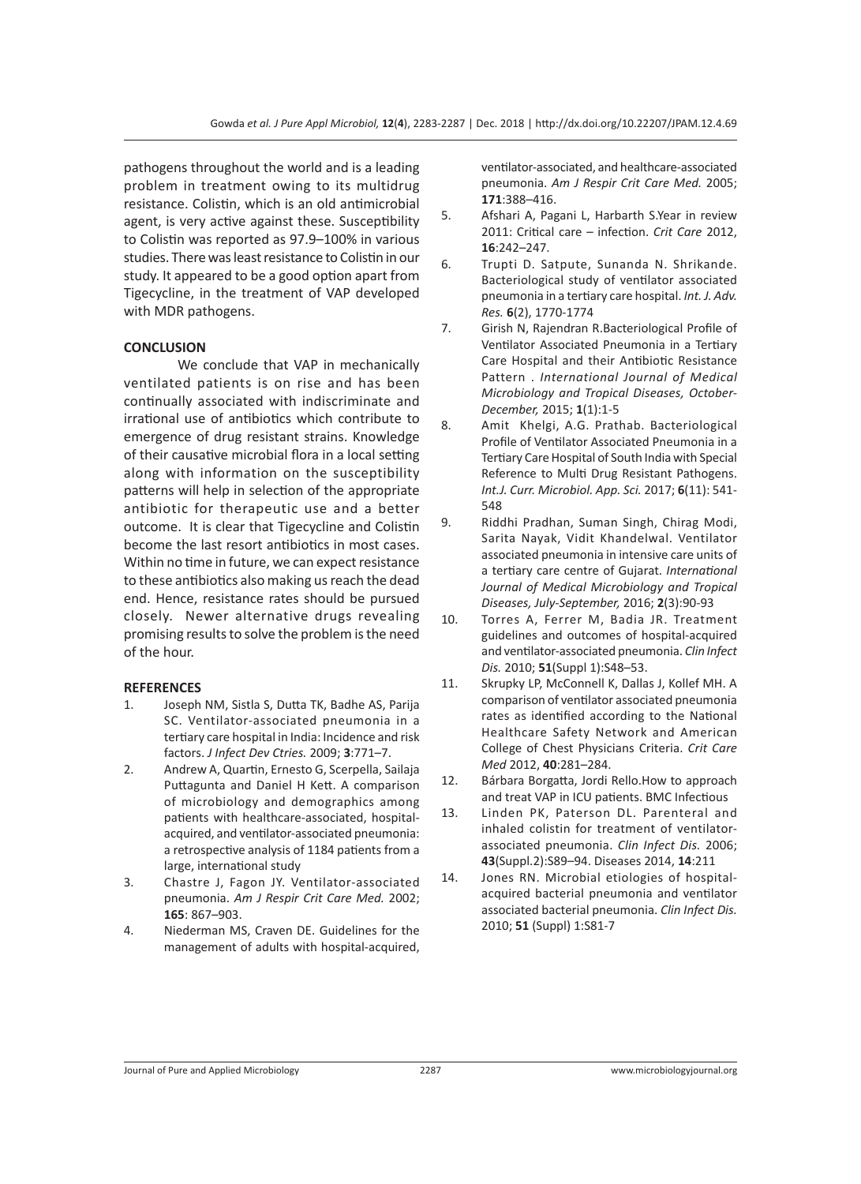pathogens throughout the world and is a leading problem in treatment owing to its multidrug resistance. Colistin, which is an old antimicrobial agent, is very active against these. Susceptibility to Colistin was reported as 97.9–100% in various studies. There was least resistance to Colistin in our study. It appeared to be a good option apart from Tigecycline, in the treatment of VAP developed with MDR pathogens.

## CONCLUSION

We conclude that VAP in mechanically ventilated patients is on rise and has been continually associated with indiscriminate and irrational use of antibiotics which contribute to emergence of drug resistant strains. Knowledge of their causative microbial flora in a local setting along with information on the susceptibility patterns will help in selection of the appropriate antibiotic for therapeutic use and a better outcome. It is clear that Tigecycline and Colistin become the last resort antibiotics in most cases. Within no time in future, we can expect resistance to these antibiotics also making us reach the dead end. Hence, resistance rates should be pursued closely. Newer alternative drugs revealing promising results to solve the problem is the need of the hour.

## REFERENCES

1. Joseph NM, Sistla S, Dutta TK, Badhe AS, Parija SC. Ventilator-associated pneumonia in a tertiary care hospital in India: Incidence and risk factors. *J Infect Dev Ctries.* 2009; **3**:771–7.
2. Andrew A, Quartin, Ernesto G, Scerpella, Sailaja Puttagunta and Daniel H Kett. A comparison of microbiology and demographics among patients with healthcare-associated, hospital-acquired, and ventilator-associated pneumonia: a retrospective analysis of 1184 patients from a large, international study
3. Chastre J, Fagon JY. Ventilator-associated pneumonia. *Am J Respir Crit Care Med.* 2002; **165**: 867–903.
4. Niederman MS, Craven DE. Guidelines for the management of adults with hospital-acquired, ventilator-associated, and healthcare-associated pneumonia. *Am J Respir Crit Care Med.* 2005; **171**:388–416.
5. Afshari A, Pagani L, Harbarth S.Year in review 2011: Critical care – infection. *Crit Care* 2012, **16**:242–247.
6. Trupti D. Satpute, Sunanda N. Shrikande. Bacteriological study of ventilator associated pneumonia in a tertiary care hospital. *Int. J. Adv. Res.* **6**(2), 1770-1774
7. Girish N, Rajendran R.Bacteriological Profile of Ventilator Associated Pneumonia in a Tertiary Care Hospital and their Antibiotic Resistance Pattern . *International Journal of Medical Microbiology and Tropical Diseases, October-December,* 2015; **1**(1):1-5
8. Amit Khelgi, A.G. Prathab. Bacteriological Profile of Ventilator Associated Pneumonia in a Tertiary Care Hospital of South India with Special Reference to Multi Drug Resistant Pathogens. *Int.J. Curr. Microbiol. App. Sci.* 2017; **6**(11): 541-548
9. Riddhi Pradhan, Suman Singh, Chirag Modi, Sarita Nayak, Vidit Khandelwal. Ventilator associated pneumonia in intensive care units of a tertiary care centre of Gujarat. *International Journal of Medical Microbiology and Tropical Diseases, July-September,* 2016; **2**(3):90-93
10. Torres A, Ferrer M, Badia JR. Treatment guidelines and outcomes of hospital-acquired and ventilator-associated pneumonia. *Clin Infect Dis.* 2010; **51**(Suppl 1):S48–53.
11. Skrupky LP, McConnell K, Dallas J, Kollef MH. A comparison of ventilator associated pneumonia rates as identified according to the National Healthcare Safety Network and American College of Chest Physicians Criteria. *Crit Care Med* 2012, **40**:281–284.
12. Bárbara Borgatta, Jordi Rello.How to approach and treat VAP in ICU patients. BMC Infectious
13. Linden PK, Paterson DL. Parenteral and inhaled colistin for treatment of ventilator-associated pneumonia. *Clin Infect Dis.* 2006; **43**(Suppl.2):S89–94. Diseases 2014, **14**:211
14. Jones RN. Microbial etiologies of hospital-acquired bacterial pneumonia and ventilator associated bacterial pneumonia. *Clin Infect Dis.* 2010; **51** (Suppl) 1:S81-7